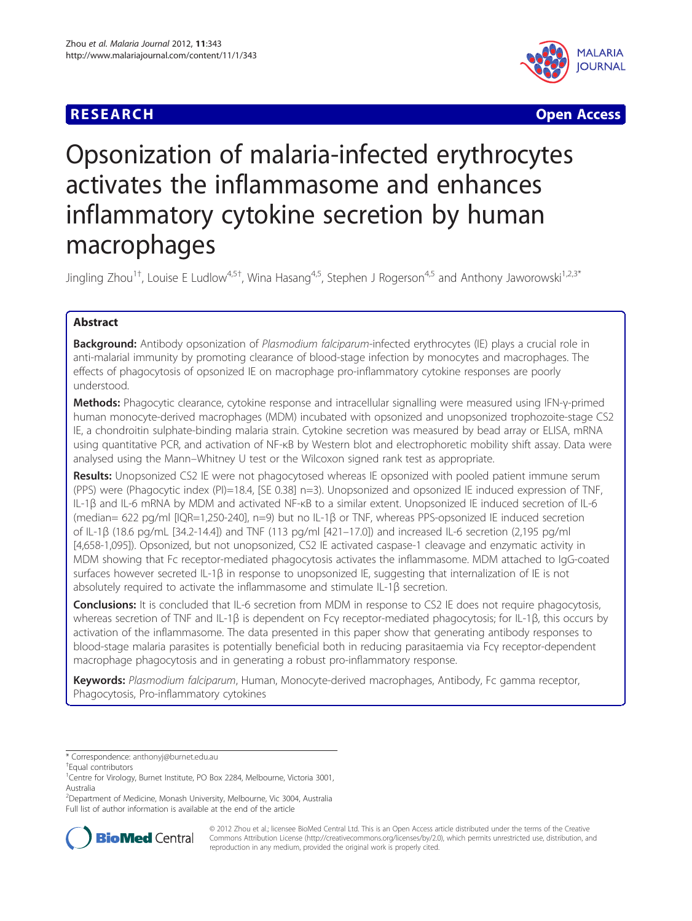RESEARCH **Open Access**

# Opsonization of malaria-infected erythrocytes activates the inflammasome and enhances inflammatory cytokine secretion by human macrophages

Jingling Zhou[1†], Louise E Ludlow[4,5†], Wina Hasang[4,5], Stephen J Rogerson[4,5] and Anthony Jaworowski[1,2,3*]

## Abstract

**Background:** Antibody opsonization of *Plasmodium falciparum*-infected erythrocytes (IE) plays a crucial role in anti-malarial immunity by promoting clearance of blood-stage infection by monocytes and macrophages. The effects of phagocytosis of opsonized IE on macrophage pro-inflammatory cytokine responses are poorly understood.

**Methods:** Phagocytic clearance, cytokine response and intracellular signalling were measured using IFN-γ-primed human monocyte-derived macrophages (MDM) incubated with opsonized and unopsonized trophozoite-stage CS2 IE, a chondroitin sulphate-binding malaria strain. Cytokine secretion was measured by bead array or ELISA, mRNA using quantitative PCR, and activation of NF-κB by Western blot and electrophoretic mobility shift assay. Data were analysed using the Mann–Whitney U test or the Wilcoxon signed rank test as appropriate.

**Results:** Unopsonized CS2 IE were not phagocytosed whereas IE opsonized with pooled patient immune serum (PPS) were (Phagocytic index (PI)=18.4, [SE 0.38] n=3). Unopsonized and opsonized IE induced expression of TNF, IL-1β and IL-6 mRNA by MDM and activated NF-κB to a similar extent. Unopsonized IE induced secretion of IL-6 (median= 622 pg/ml [IQR=1,250-240], n=9) but no IL-1β or TNF, whereas PPS-opsonized IE induced secretion of IL-1β (18.6 pg/mL [34.2-14.4]) and TNF (113 pg/ml [421–17.0]) and increased IL-6 secretion (2,195 pg/ml [4,658-1,095]). Opsonized, but not unopsonized, CS2 IE activated caspase-1 cleavage and enzymatic activity in MDM showing that Fc receptor-mediated phagocytosis activates the inflammasome. MDM attached to IgG-coated surfaces however secreted IL-1β in response to unopsonized IE, suggesting that internalization of IE is not absolutely required to activate the inflammasome and stimulate IL-1β secretion.

**Conclusions:** It is concluded that IL-6 secretion from MDM in response to CS2 IE does not require phagocytosis, whereas secretion of TNF and IL-1β is dependent on Fcγ receptor-mediated phagocytosis; for IL-1β, this occurs by activation of the inflammasome. The data presented in this paper show that generating antibody responses to blood-stage malaria parasites is potentially beneficial both in reducing parasitaemia via Fcγ receptor-dependent macrophage phagocytosis and in generating a robust pro-inflammatory response.

**Keywords:** *Plasmodium falciparum*, Human, Monocyte-derived macrophages, Antibody, Fc gamma receptor, Phagocytosis, Pro-inflammatory cytokines

---

* Correspondence: anthonyj@burnet.edu.au

†Equal contributors

[1]Centre for Virology, Burnet Institute, PO Box 2284, Melbourne, Victoria 3001, Australia

[2]Department of Medicine, Monash University, Melbourne, Vic 3004, Australia

Full list of author information is available at the end of the article

© 2012 Zhou et al.; licensee BioMed Central Ltd. This is an Open Access article distributed under the terms of the Creative Commons Attribution License (http://creativecommons.org/licenses/by/2.0), which permits unrestricted use, distribution, and reproduction in any medium, provided the original work is properly cited.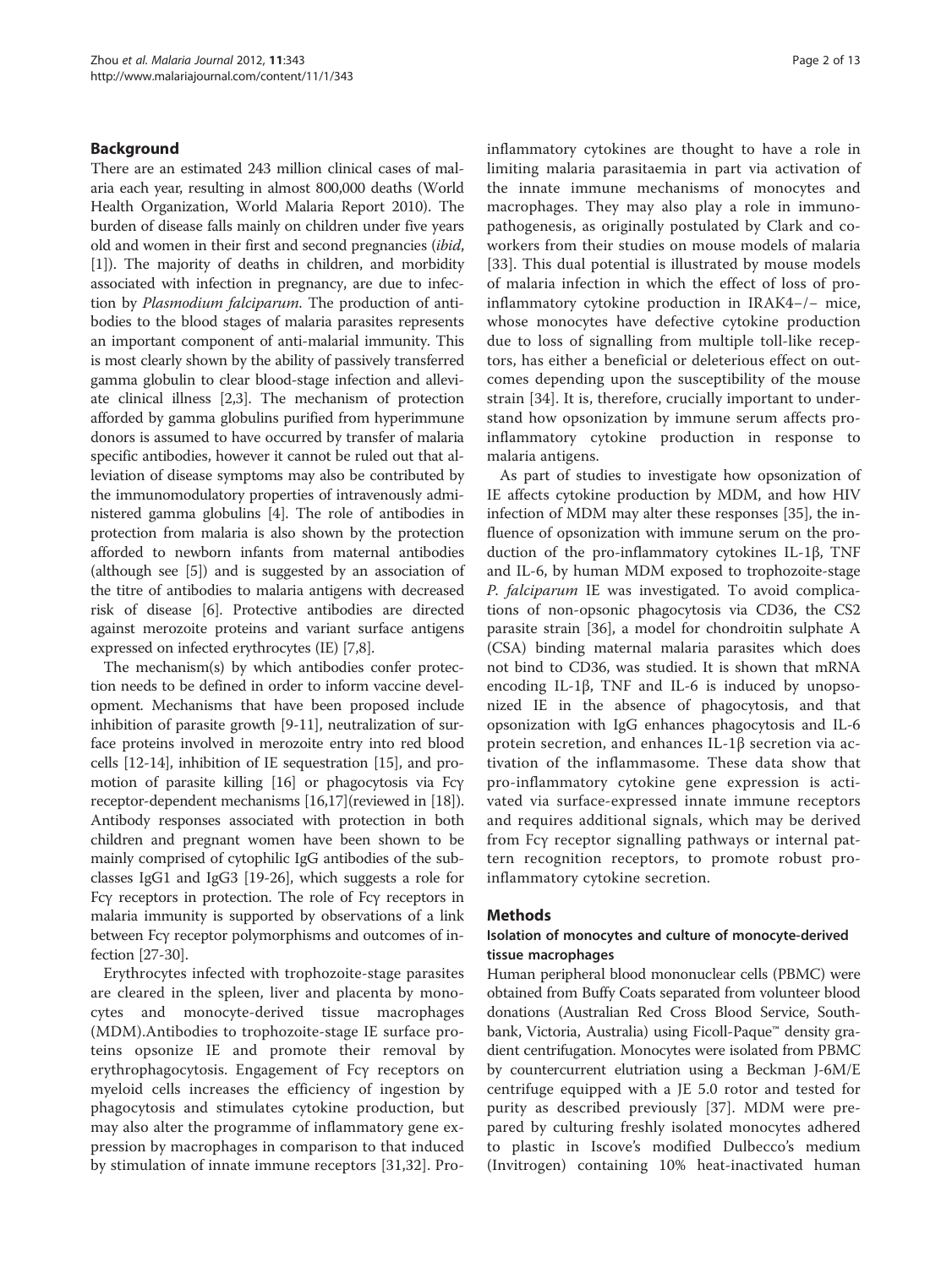## Background

There are an estimated 243 million clinical cases of malaria each year, resulting in almost 800,000 deaths (World Health Organization, World Malaria Report 2010). The burden of disease falls mainly on children under five years old and women in their first and second pregnancies (*ibid*, [1]). The majority of deaths in children, and morbidity associated with infection in pregnancy, are due to infection by *Plasmodium falciparum*. The production of antibodies to the blood stages of malaria parasites represents an important component of anti-malarial immunity. This is most clearly shown by the ability of passively transferred gamma globulin to clear blood-stage infection and alleviate clinical illness [2,3]. The mechanism of protection afforded by gamma globulins purified from hyperimmune donors is assumed to have occurred by transfer of malaria specific antibodies, however it cannot be ruled out that alleviation of disease symptoms may also be contributed by the immunomodulatory properties of intravenously administered gamma globulins [4]. The role of antibodies in protection from malaria is also shown by the protection afforded to newborn infants from maternal antibodies (although see [5]) and is suggested by an association of the titre of antibodies to malaria antigens with decreased risk of disease [6]. Protective antibodies are directed against merozoite proteins and variant surface antigens expressed on infected erythrocytes (IE) [7,8].

The mechanism(s) by which antibodies confer protection needs to be defined in order to inform vaccine development. Mechanisms that have been proposed include inhibition of parasite growth [9-11], neutralization of surface proteins involved in merozoite entry into red blood cells [12-14], inhibition of IE sequestration [15], and promotion of parasite killing [16] or phagocytosis via Fcγ receptor-dependent mechanisms [16,17](reviewed in [18]). Antibody responses associated with protection in both children and pregnant women have been shown to be mainly comprised of cytophilic IgG antibodies of the subclasses IgG1 and IgG3 [19-26], which suggests a role for Fcγ receptors in protection. The role of Fcγ receptors in malaria immunity is supported by observations of a link between Fcγ receptor polymorphisms and outcomes of infection [27-30].

Erythrocytes infected with trophozoite-stage parasites are cleared in the spleen, liver and placenta by monocytes and monocyte-derived tissue macrophages (MDM).Antibodies to trophozoite-stage IE surface proteins opsonize IE and promote their removal by erythrophagocytosis. Engagement of Fcγ receptors on myeloid cells increases the efficiency of ingestion by phagocytosis and stimulates cytokine production, but may also alter the programme of inflammatory gene expression by macrophages in comparison to that induced by stimulation of innate immune receptors [31,32]. Pro-inflammatory cytokines are thought to have a role in limiting malaria parasitaemia in part via activation of the innate immune mechanisms of monocytes and macrophages. They may also play a role in immunopathogenesis, as originally postulated by Clark and coworkers from their studies on mouse models of malaria [33]. This dual potential is illustrated by mouse models of malaria infection in which the effect of loss of pro-inflammatory cytokine production in IRAK4−/− mice, whose monocytes have defective cytokine production due to loss of signalling from multiple toll-like receptors, has either a beneficial or deleterious effect on outcomes depending upon the susceptibility of the mouse strain [34]. It is, therefore, crucially important to understand how opsonization by immune serum affects pro-inflammatory cytokine production in response to malaria antigens.

As part of studies to investigate how opsonization of IE affects cytokine production by MDM, and how HIV infection of MDM may alter these responses [35], the influence of opsonization with immune serum on the production of the pro-inflammatory cytokines IL-1β, TNF and IL-6, by human MDM exposed to trophozoite-stage *P. falciparum* IE was investigated. To avoid complications of non-opsonic phagocytosis via CD36, the CS2 parasite strain [36], a model for chondroitin sulphate A (CSA) binding maternal malaria parasites which does not bind to CD36, was studied. It is shown that mRNA encoding IL-1β, TNF and IL-6 is induced by unopsonized IE in the absence of phagocytosis, and that opsonization with IgG enhances phagocytosis and IL-6 protein secretion, and enhances IL-1β secretion via activation of the inflammasome. These data show that pro-inflammatory cytokine gene expression is activated via surface-expressed innate immune receptors and requires additional signals, which may be derived from Fcγ receptor signalling pathways or internal pattern recognition receptors, to promote robust pro-inflammatory cytokine secretion.

## Methods

### Isolation of monocytes and culture of monocyte-derived tissue macrophages

Human peripheral blood mononuclear cells (PBMC) were obtained from Buffy Coats separated from volunteer blood donations (Australian Red Cross Blood Service, Southbank, Victoria, Australia) using Ficoll-Paque™ density gradient centrifugation. Monocytes were isolated from PBMC by countercurrent elutriation using a Beckman J-6M/E centrifuge equipped with a JE 5.0 rotor and tested for purity as described previously [37]. MDM were prepared by culturing freshly isolated monocytes adhered to plastic in Iscove's modified Dulbecco's medium (Invitrogen) containing 10% heat-inactivated human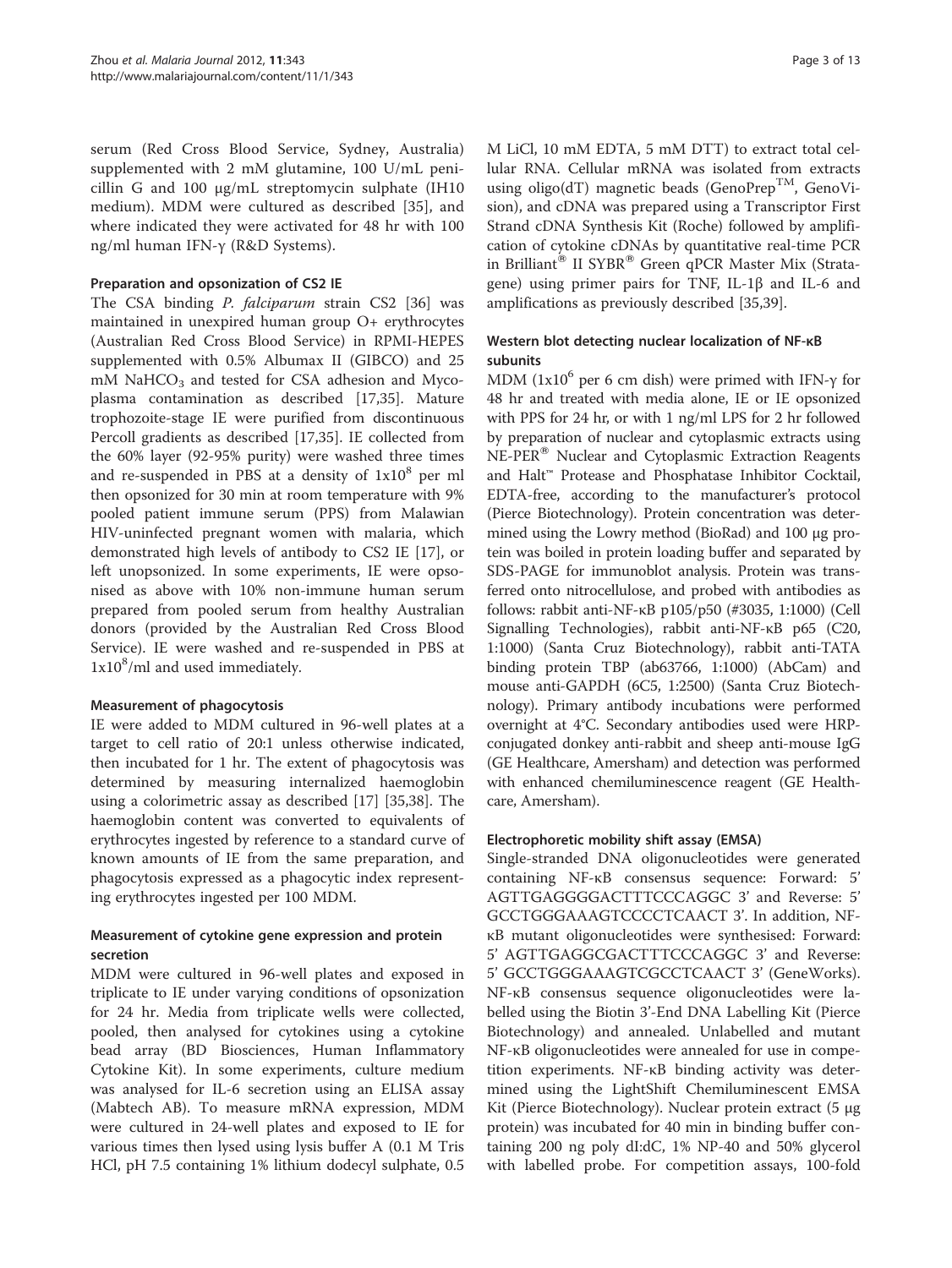serum (Red Cross Blood Service, Sydney, Australia) supplemented with 2 mM glutamine, 100 U/mL penicillin G and 100 μg/mL streptomycin sulphate (IH10 medium). MDM were cultured as described [35], and where indicated they were activated for 48 hr with 100 ng/ml human IFN-γ (R&D Systems).

### Preparation and opsonization of CS2 IE

The CSA binding *P. falciparum* strain CS2 [36] was maintained in unexpired human group O+ erythrocytes (Australian Red Cross Blood Service) in RPMI-HEPES supplemented with 0.5% Albumax II (GIBCO) and 25 mM $NaHCO_3$ and tested for CSA adhesion and Mycoplasma contamination as described [17,35]. Mature trophozoite-stage IE were purified from discontinuous Percoll gradients as described [17,35]. IE collected from the 60% layer (92-95% purity) were washed three times and re-suspended in PBS at a density of $1x10^8$ per ml then opsonized for 30 min at room temperature with 9% pooled patient immune serum (PPS) from Malawian HIV-uninfected pregnant women with malaria, which demonstrated high levels of antibody to CS2 IE [17], or left unopsonized. In some experiments, IE were opsonised as above with 10% non-immune human serum prepared from pooled serum from healthy Australian donors (provided by the Australian Red Cross Blood Service). IE were washed and re-suspended in PBS at $1x10^8$/ml and used immediately.

### Measurement of phagocytosis

IE were added to MDM cultured in 96-well plates at a target to cell ratio of 20:1 unless otherwise indicated, then incubated for 1 hr. The extent of phagocytosis was determined by measuring internalized haemoglobin using a colorimetric assay as described [17] [35,38]. The haemoglobin content was converted to equivalents of erythrocytes ingested by reference to a standard curve of known amounts of IE from the same preparation, and phagocytosis expressed as a phagocytic index representing erythrocytes ingested per 100 MDM.

### Measurement of cytokine gene expression and protein secretion

MDM were cultured in 96-well plates and exposed in triplicate to IE under varying conditions of opsonization for 24 hr. Media from triplicate wells were collected, pooled, then analysed for cytokines using a cytokine bead array (BD Biosciences, Human Inflammatory Cytokine Kit). In some experiments, culture medium was analysed for IL-6 secretion using an ELISA assay (Mabtech AB). To measure mRNA expression, MDM were cultured in 24-well plates and exposed to IE for various times then lysed using lysis buffer A (0.1 M Tris HCl, pH 7.5 containing 1% lithium dodecyl sulphate, 0.5 M LiCl, 10 mM EDTA, 5 mM DTT) to extract total cellular RNA. Cellular mRNA was isolated from extracts using oligo(dT) magnetic beads (GenoPrep™, GenoVision), and cDNA was prepared using a Transcriptor First Strand cDNA Synthesis Kit (Roche) followed by amplification of cytokine cDNAs by quantitative real-time PCR in Brilliant® II SYBR® Green qPCR Master Mix (Stratagene) using primer pairs for TNF, IL-1β and IL-6 and amplifications as previously described [35,39].

### Western blot detecting nuclear localization of NF-κB subunits

MDM ($1x10^6$ per 6 cm dish) were primed with IFN-γ for 48 hr and treated with media alone, IE or IE opsonized with PPS for 24 hr, or with 1 ng/ml LPS for 2 hr followed by preparation of nuclear and cytoplasmic extracts using NE-PER® Nuclear and Cytoplasmic Extraction Reagents and Halt™ Protease and Phosphatase Inhibitor Cocktail, EDTA-free, according to the manufacturer's protocol (Pierce Biotechnology). Protein concentration was determined using the Lowry method (BioRad) and 100 μg protein was boiled in protein loading buffer and separated by SDS-PAGE for immunoblot analysis. Protein was transferred onto nitrocellulose, and probed with antibodies as follows: rabbit anti-NF-κB p105/p50 (#3035, 1:1000) (Cell Signalling Technologies), rabbit anti-NF-κB p65 (C20, 1:1000) (Santa Cruz Biotechnology), rabbit anti-TATA binding protein TBP (ab63766, 1:1000) (AbCam) and mouse anti-GAPDH (6C5, 1:2500) (Santa Cruz Biotechnology). Primary antibody incubations were performed overnight at 4°C. Secondary antibodies used were HRP-conjugated donkey anti-rabbit and sheep anti-mouse IgG (GE Healthcare, Amersham) and detection was performed with enhanced chemiluminescence reagent (GE Healthcare, Amersham).

### Electrophoretic mobility shift assay (EMSA)

Single-stranded DNA oligonucleotides were generated containing NF-κB consensus sequence: Forward: 5' AGTTGAGGGGACTTTCCCAGGC 3' and Reverse: 5' GCCTGGGAAAGTCCCCTCAACT 3'. In addition, NF-κB mutant oligonucleotides were synthesised: Forward: 5' AGTTGAGGCGACTTTCCCAGGC 3' and Reverse: 5' GCCTGGGAAAGTCGCCTCAACT 3' (GeneWorks). NF-κB consensus sequence oligonucleotides were labelled using the Biotin 3'-End DNA Labelling Kit (Pierce Biotechnology) and annealed. Unlabelled and mutant NF-κB oligonucleotides were annealed for use in competition experiments. NF-κB binding activity was determined using the LightShift Chemiluminescent EMSA Kit (Pierce Biotechnology). Nuclear protein extract (5 μg protein) was incubated for 40 min in binding buffer containing 200 ng poly dI:dC, 1% NP-40 and 50% glycerol with labelled probe. For competition assays, 100-fold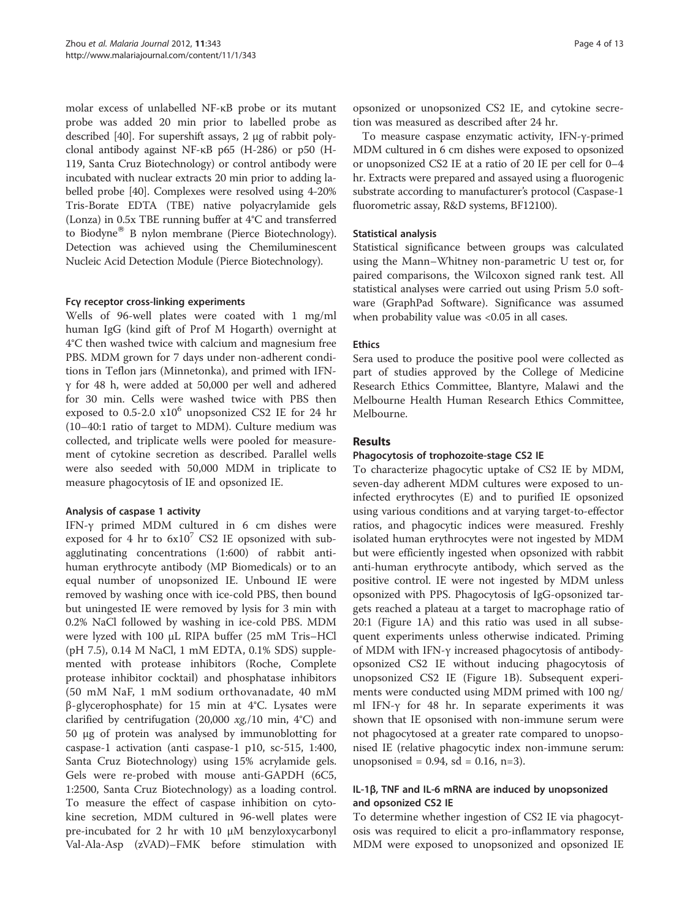molar excess of unlabelled NF-κB probe or its mutant probe was added 20 min prior to labelled probe as described [40]. For supershift assays, 2 μg of rabbit polyclonal antibody against NF-κB p65 (H-286) or p50 (H-119, Santa Cruz Biotechnology) or control antibody were incubated with nuclear extracts 20 min prior to adding labelled probe [40]. Complexes were resolved using 4-20% Tris-Borate EDTA (TBE) native polyacrylamide gels (Lonza) in 0.5x TBE running buffer at 4°C and transferred to Biodyne® B nylon membrane (Pierce Biotechnology). Detection was achieved using the Chemiluminescent Nucleic Acid Detection Module (Pierce Biotechnology).

#### Fcγ receptor cross-linking experiments

Wells of 96-well plates were coated with 1 mg/ml human IgG (kind gift of Prof M Hogarth) overnight at 4°C then washed twice with calcium and magnesium free PBS. MDM grown for 7 days under non-adherent conditions in Teflon jars (Minnetonka), and primed with IFN-γ for 48 h, were added at 50,000 per well and adhered for 30 min. Cells were washed twice with PBS then exposed to 0.5-2.0 $x10^6$ unopsonized CS2 IE for 24 hr (10–40:1 ratio of target to MDM). Culture medium was collected, and triplicate wells were pooled for measurement of cytokine secretion as described. Parallel wells were also seeded with 50,000 MDM in triplicate to measure phagocytosis of IE and opsonized IE.

#### Analysis of caspase 1 activity

IFN-γ primed MDM cultured in 6 cm dishes were exposed for 4 hr to $6x10^7$ CS2 IE opsonized with sub-agglutinating concentrations (1:600) of rabbit anti-human erythrocyte antibody (MP Biomedicals) or to an equal number of unopsonized IE. Unbound IE were removed by washing once with ice-cold PBS, then bound but uningested IE were removed by lysis for 3 min with 0.2% NaCl followed by washing in ice-cold PBS. MDM were lyzed with 100 μL RIPA buffer (25 mM Tris–HCl (pH 7.5), 0.14 M NaCl, 1 mM EDTA, 0.1% SDS) supplemented with protease inhibitors (Roche, Complete protease inhibitor cocktail) and phosphatase inhibitors (50 mM NaF, 1 mM sodium orthovanadate, 40 mM β-glycerophosphate) for 15 min at 4°C. Lysates were clarified by centrifugation (20,000 *xg*,/10 min, 4°C) and 50 μg of protein was analysed by immunoblotting for caspase-1 activation (anti caspase-1 p10, sc-515, 1:400, Santa Cruz Biotechnology) using 15% acrylamide gels. Gels were re-probed with mouse anti-GAPDH (6C5, 1:2500, Santa Cruz Biotechnology) as a loading control. To measure the effect of caspase inhibition on cytokine secretion, MDM cultured in 96-well plates were pre-incubated for 2 hr with 10 μM benzyloxycarbonyl Val-Ala-Asp (zVAD)–FMK before stimulation with opsonized or unopsonized CS2 IE, and cytokine secretion was measured as described after 24 hr.

To measure caspase enzymatic activity, IFN-γ-primed MDM cultured in 6 cm dishes were exposed to opsonized or unopsonized CS2 IE at a ratio of 20 IE per cell for 0–4 hr. Extracts were prepared and assayed using a fluorogenic substrate according to manufacturer's protocol (Caspase-1 fluorometric assay, R&D systems, BF12100).

#### Statistical analysis

Statistical significance between groups was calculated using the Mann–Whitney non-parametric U test or, for paired comparisons, the Wilcoxon signed rank test. All statistical analyses were carried out using Prism 5.0 software (GraphPad Software). Significance was assumed when probability value was <0.05 in all cases.

#### Ethics

Sera used to produce the positive pool were collected as part of studies approved by the College of Medicine Research Ethics Committee, Blantyre, Malawi and the Melbourne Health Human Research Ethics Committee, Melbourne.

## Results

#### Phagocytosis of trophozoite-stage CS2 IE

To characterize phagocytic uptake of CS2 IE by MDM, seven-day adherent MDM cultures were exposed to uninfected erythrocytes (E) and to purified IE opsonized using various conditions and at varying target-to-effector ratios, and phagocytic indices were measured. Freshly isolated human erythrocytes were not ingested by MDM but were efficiently ingested when opsonized with rabbit anti-human erythrocyte antibody, which served as the positive control. IE were not ingested by MDM unless opsonized with PPS. Phagocytosis of IgG-opsonized targets reached a plateau at a target to macrophage ratio of 20:1 (Figure 1A) and this ratio was used in all subsequent experiments unless otherwise indicated. Priming of MDM with IFN-γ increased phagocytosis of antibody-opsonized CS2 IE without inducing phagocytosis of unopsonized CS2 IE (Figure 1B). Subsequent experiments were conducted using MDM primed with 100 ng/ml IFN-γ for 48 hr. In separate experiments it was shown that IE opsonised with non-immune serum were not phagocytosed at a greater rate compared to unopsonised IE (relative phagocytic index non-immune serum: unopsonised = 0.94, sd = 0.16, n=3).

#### IL-1β, TNF and IL-6 mRNA are induced by unopsonized and opsonized CS2 IE

To determine whether ingestion of CS2 IE via phagocytosis was required to elicit a pro-inflammatory response, MDM were exposed to unopsonized and opsonized IE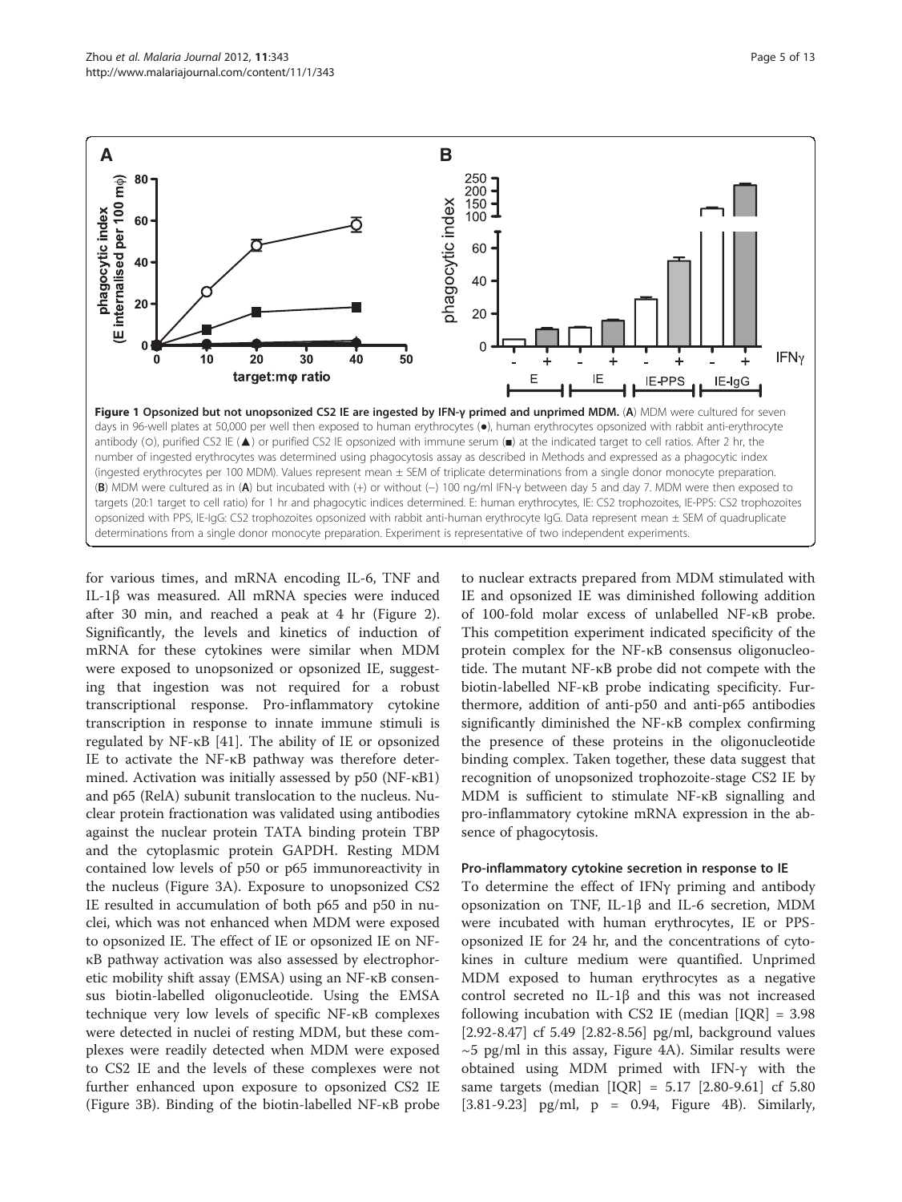**Figure 1 Opsonized but not unopsonized CS2 IE are ingested by IFN-γ primed and unprimed MDM.** (**A**) MDM were cultured for seven days in 96-well plates at 50,000 per well then exposed to human erythrocytes (●), human erythrocytes opsonized with rabbit anti-erythrocyte antibody (○), purified CS2 IE (▲) or purified CS2 IE opsonized with immune serum (■) at the indicated target to cell ratios. After 2 hr, the number of ingested erythrocytes was determined using phagocytosis assay as described in Methods and expressed as a phagocytic index (ingested erythrocytes per 100 MDM). Values represent mean ± SEM of triplicate determinations from a single donor monocyte preparation. (**B**) MDM were cultured as in (**A**) but incubated with (+) or without (–) 100 ng/ml IFN-γ between day 5 and day 7. MDM were then exposed to targets (20:1 target to cell ratio) for 1 hr and phagocytic indices determined. E: human erythrocytes, IE: CS2 trophozoites, IE-PPS: CS2 trophozoites opsonized with PPS, IE-IgG: CS2 trophozoites opsonized with rabbit anti-human erythrocyte IgG. Data represent mean ± SEM of quadruplicate determinations from a single donor monocyte preparation. Experiment is representative of two independent experiments.

for various times, and mRNA encoding IL-6, TNF and IL-1β was measured. All mRNA species were induced after 30 min, and reached a peak at 4 hr (Figure 2). Significantly, the levels and kinetics of induction of mRNA for these cytokines were similar when MDM were exposed to unopsonized or opsonized IE, suggesting that ingestion was not required for a robust transcriptional response. Pro-inflammatory cytokine transcription in response to innate immune stimuli is regulated by NF-κB [41]. The ability of IE or opsonized IE to activate the NF-κB pathway was therefore determined. Activation was initially assessed by p50 (NF-κB1) and p65 (RelA) subunit translocation to the nucleus. Nuclear protein fractionation was validated using antibodies against the nuclear protein TATA binding protein TBP and the cytoplasmic protein GAPDH. Resting MDM contained low levels of p50 or p65 immunoreactivity in the nucleus (Figure 3A). Exposure to unopsonized CS2 IE resulted in accumulation of both p65 and p50 in nuclei, which was not enhanced when MDM were exposed to opsonized IE. The effect of IE or opsonized IE on NF-κB pathway activation was also assessed by electrophoretic mobility shift assay (EMSA) using an NF-κB consensus biotin-labelled oligonucleotide. Using the EMSA technique very low levels of specific NF-κB complexes were detected in nuclei of resting MDM, but these complexes were readily detected when MDM were exposed to CS2 IE and the levels of these complexes were not further enhanced upon exposure to opsonized CS2 IE (Figure 3B). Binding of the biotin-labelled NF-κB probe to nuclear extracts prepared from MDM stimulated with IE and opsonized IE was diminished following addition of 100-fold molar excess of unlabelled NF-κB probe. This competition experiment indicated specificity of the protein complex for the NF-κB consensus oligonucleotide. The mutant NF-κB probe did not compete with the biotin-labelled NF-κB probe indicating specificity. Furthermore, addition of anti-p50 and anti-p65 antibodies significantly diminished the NF-κB complex confirming the presence of these proteins in the oligonucleotide binding complex. Taken together, these data suggest that recognition of unopsonized trophozoite-stage CS2 IE by MDM is sufficient to stimulate NF-κB signalling and pro-inflammatory cytokine mRNA expression in the absence of phagocytosis.

#### Pro-inflammatory cytokine secretion in response to IE

To determine the effect of IFNγ priming and antibody opsonization on TNF, IL-1β and IL-6 secretion, MDM were incubated with human erythrocytes, IE or PPS-opsonized IE for 24 hr, and the concentrations of cytokines in culture medium were quantified. Unprimed MDM exposed to human erythrocytes as a negative control secreted no IL-1β and this was not increased following incubation with CS2 IE (median [IQR] = 3.98 [2.92-8.47] cf 5.49 [2.82-8.56] pg/ml, background values ~5 pg/ml in this assay, Figure 4A). Similar results were obtained using MDM primed with IFN-γ with the same targets (median [IQR] = 5.17 [2.80-9.61] cf 5.80 [3.81-9.23] pg/ml, $p = 0.94$, Figure 4B). Similarly,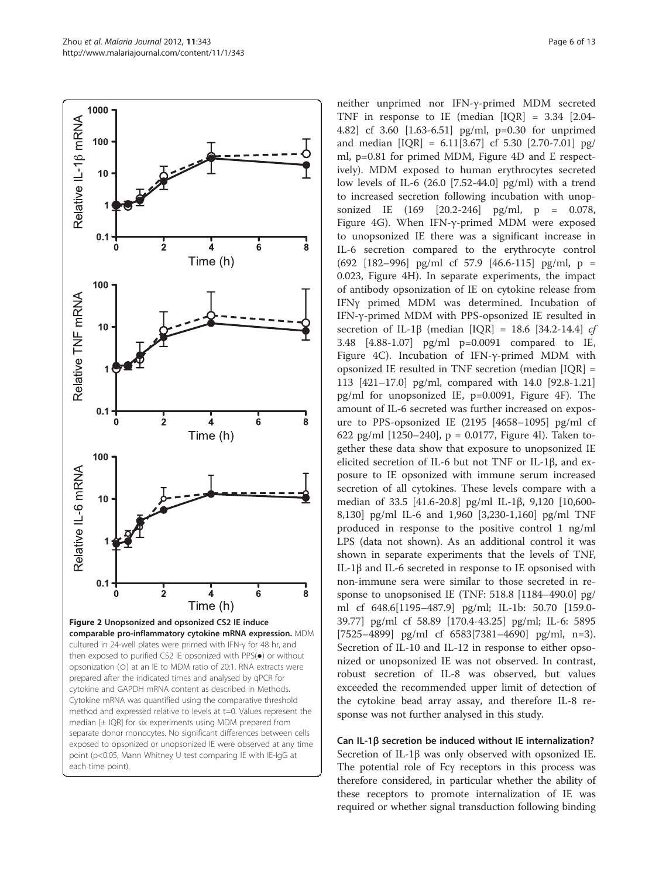**Figure 2 Unopsonized and opsonized CS2 IE induce comparable pro-inflammatory cytokine mRNA expression.** MDM cultured in 24-well plates were primed with IFN-γ for 48 hr, and then exposed to purified CS2 IE opsonized with PPS(●) or without opsonization (O) at an IE to MDM ratio of 20:1. RNA extracts were prepared after the indicated times and analysed by qPCR for cytokine and GAPDH mRNA content as described in Methods. Cytokine mRNA was quantified using the comparative threshold method and expressed relative to levels at t=0. Values represent the median [± IQR] for six experiments using MDM prepared from separate donor monocytes. No significant differences between cells exposed to opsonized or unopsonized IE were observed at any time point (p<0.05, Mann Whitney U test comparing IE with IE-IgG at each time point).

neither unprimed nor IFN-γ-primed MDM secreted TNF in response to IE (median [IQR] = 3.34 [2.04-4.82] cf 3.60 [1.63-6.51] pg/ml, p=0.30 for unprimed and median [IQR] = 6.11[3.67] cf 5.30 [2.70-7.01] pg/ml, p=0.81 for primed MDM, Figure 4D and E respectively). MDM exposed to human erythrocytes secreted low levels of IL-6 (26.0 [7.52-44.0] pg/ml) with a trend to increased secretion following incubation with unopsonized IE (169 [20.2-246] pg/ml, p = 0.078, Figure 4G). When IFN-γ-primed MDM were exposed to unopsonized IE there was a significant increase in IL-6 secretion compared to the erythrocyte control (692 [182–996] pg/ml cf 57.9 [46.6-115] pg/ml, p = 0.023, Figure 4H). In separate experiments, the impact of antibody opsonization of IE on cytokine release from IFNγ primed MDM was determined. Incubation of IFN-γ-primed MDM with PPS-opsonized IE resulted in secretion of IL-1β (median [IQR] = 18.6 [34.2-14.4] *cf* 3.48 [4.88-1.07] pg/ml p=0.0091 compared to IE, Figure 4C). Incubation of IFN-γ-primed MDM with opsonized IE resulted in TNF secretion (median [IQR] = 113 [421–17.0] pg/ml, compared with 14.0 [92.8-1.21] pg/ml for unopsonized IE, p=0.0091, Figure 4F). The amount of IL-6 secreted was further increased on exposure to PPS-opsonized IE (2195 [4658–1095] pg/ml cf 622 pg/ml [1250–240], p = 0.0177, Figure 4I). Taken together these data show that exposure to unopsonized IE elicited secretion of IL-6 but not TNF or IL-1β, and exposure to IE opsonized with immune serum increased secretion of all cytokines. These levels compare with a median of 33.5 [41.6-20.8] pg/ml IL-1β, 9,120 [10,600-8,130] pg/ml IL-6 and 1,960 [3,230-1,160] pg/ml TNF produced in response to the positive control 1 ng/ml LPS (data not shown). As an additional control it was shown in separate experiments that the levels of TNF, IL-1β and IL-6 secreted in response to IE opsonised with non-immune sera were similar to those secreted in response to unopsonised IE (TNF: 518.8 [1184–490.0] pg/ml cf 648.6[1195–487.9] pg/ml; IL-1b: 50.70 [159.0-39.77] pg/ml cf 58.89 [170.4-43.25] pg/ml; IL-6: 5895 [7525–4899] pg/ml cf 6583[7381–4690] pg/ml, n=3). Secretion of IL-10 and IL-12 in response to either opsonized or unopsonized IE was not observed. In contrast, robust secretion of IL-8 was observed, but values exceeded the recommended upper limit of detection of the cytokine bead array assay, and therefore IL-8 response was not further analysed in this study.

### Can IL-1β secretion be induced without IE internalization?

Secretion of IL-1β was only observed with opsonized IE. The potential role of Fcγ receptors in this process was therefore considered, in particular whether the ability of these receptors to promote internalization of IE was required or whether signal transduction following binding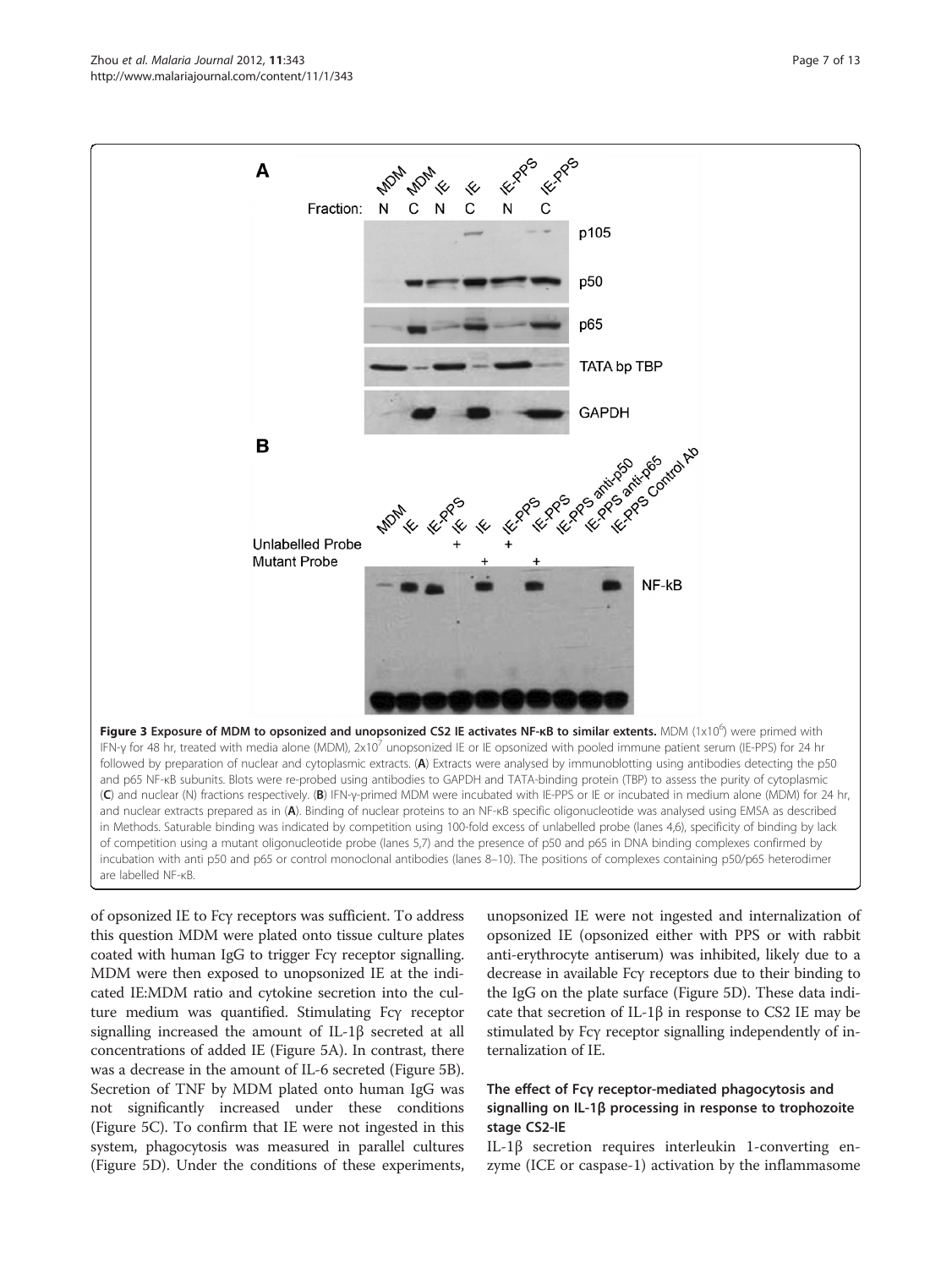**Figure 3 Exposure of MDM to opsonized and unopsonized CS2 IE activates NF-κB to similar extents.** MDM ($1 \times 10^6$) were primed with IFN-γ for 48 hr, treated with media alone (MDM), $2 \times 10^7$ unopsonized IE or IE opsonized with pooled immune patient serum (IE-PPS) for 24 hr followed by preparation of nuclear and cytoplasmic extracts. (**A**) Extracts were analysed by immunoblotting using antibodies detecting the p50 and p65 NF-κB subunits. Blots were re-probed using antibodies to GAPDH and TATA-binding protein (TBP) to assess the purity of cytoplasmic (**C**) and nuclear (N) fractions respectively. (**B**) IFN-γ-primed MDM were incubated with IE-PPS or IE or incubated in medium alone (MDM) for 24 hr, and nuclear extracts prepared as in (**A**). Binding of nuclear proteins to an NF-κB specific oligonucleotide was analysed using EMSA as described in Methods. Saturable binding was indicated by competition using 100-fold excess of unlabelled probe (lanes 4,6), specificity of binding by lack of competition using a mutant oligonucleotide probe (lanes 5,7) and the presence of p50 and p65 in DNA binding complexes confirmed by incubation with anti p50 and p65 or control monoclonal antibodies (lanes 8–10). The positions of complexes containing p50/p65 heterodimer are labelled NF-κB.

of opsonized IE to Fcγ receptors was sufficient. To address this question MDM were plated onto tissue culture plates coated with human IgG to trigger Fcγ receptor signalling. MDM were then exposed to unopsonized IE at the indicated IE:MDM ratio and cytokine secretion into the culture medium was quantified. Stimulating Fcγ receptor signalling increased the amount of IL-1β secreted at all concentrations of added IE (Figure 5A). In contrast, there was a decrease in the amount of IL-6 secreted (Figure 5B). Secretion of TNF by MDM plated onto human IgG was not significantly increased under these conditions (Figure 5C). To confirm that IE were not ingested in this system, phagocytosis was measured in parallel cultures (Figure 5D). Under the conditions of these experiments, unopsonized IE were not ingested and internalization of opsonized IE (opsonized either with PPS or with rabbit anti-erythrocyte antiserum) was inhibited, likely due to a decrease in available Fcγ receptors due to their binding to the IgG on the plate surface (Figure 5D). These data indicate that secretion of IL-1β in response to CS2 IE may be stimulated by Fcγ receptor signalling independently of internalization of IE.

### The effect of Fcγ receptor-mediated phagocytosis and signalling on IL-1β processing in response to trophozoite stage CS2-IE

IL-1β secretion requires interleukin 1-converting enzyme (ICE or caspase-1) activation by the inflammasome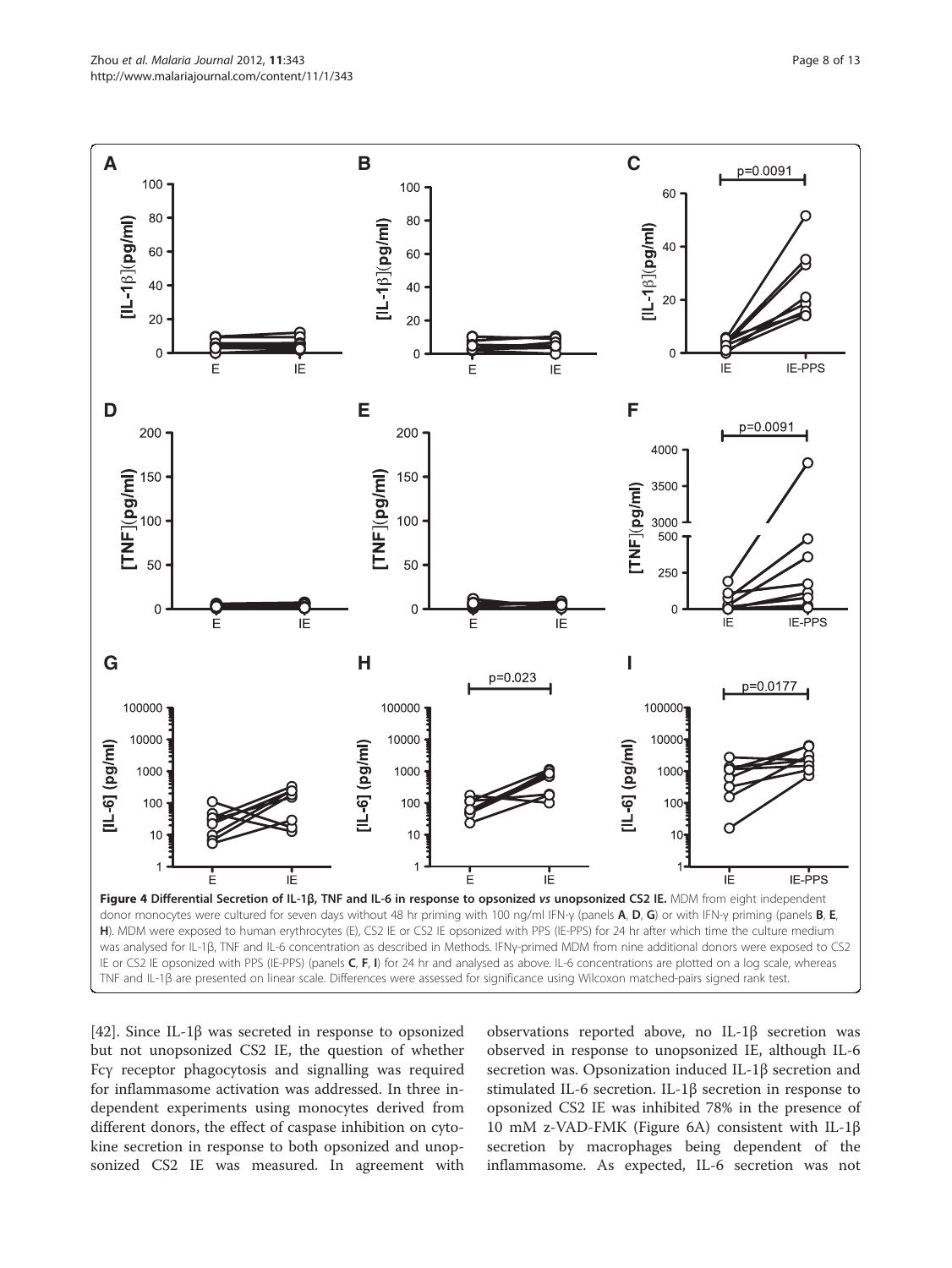**Figure 4 Differential Secretion of IL-1β, TNF and IL-6 in response to opsonized *vs* unopsonized CS2 IE.** MDM from eight independent donor monocytes were cultured for seven days without 48 hr priming with 100 ng/ml IFN-γ (panels **A**, **D**, **G**) or with IFN-γ priming (panels **B**, **E**, **H**). MDM were exposed to human erythrocytes (E), CS2 IE or CS2 IE opsonized with PPS (IE-PPS) for 24 hr after which time the culture medium was analysed for IL-1β, TNF and IL-6 concentration as described in Methods. IFNγ-primed MDM from nine additional donors were exposed to CS2 IE or CS2 IE opsonized with PPS (IE-PPS) (panels **C**, **F**, **I**) for 24 hr and analysed as above. IL-6 concentrations are plotted on a log scale, whereas TNF and IL-1β are presented on linear scale. Differences were assessed for significance using Wilcoxon matched-pairs signed rank test.

[42]. Since IL-1β was secreted in response to opsonized but not unopsonized CS2 IE, the question of whether Fcγ receptor phagocytosis and signalling was required for inflammasome activation was addressed. In three independent experiments using monocytes derived from different donors, the effect of caspase inhibition on cytokine secretion in response to both opsonized and unopsonized CS2 IE was measured. In agreement with observations reported above, no IL-1β secretion was observed in response to unopsonized IE, although IL-6 secretion was. Opsonization induced IL-1β secretion and stimulated IL-6 secretion. IL-1β secretion in response to opsonized CS2 IE was inhibited 78% in the presence of 10 mM z-VAD-FMK (Figure 6A) consistent with IL-1β secretion by macrophages being dependent of the inflammasome. As expected, IL-6 secretion was not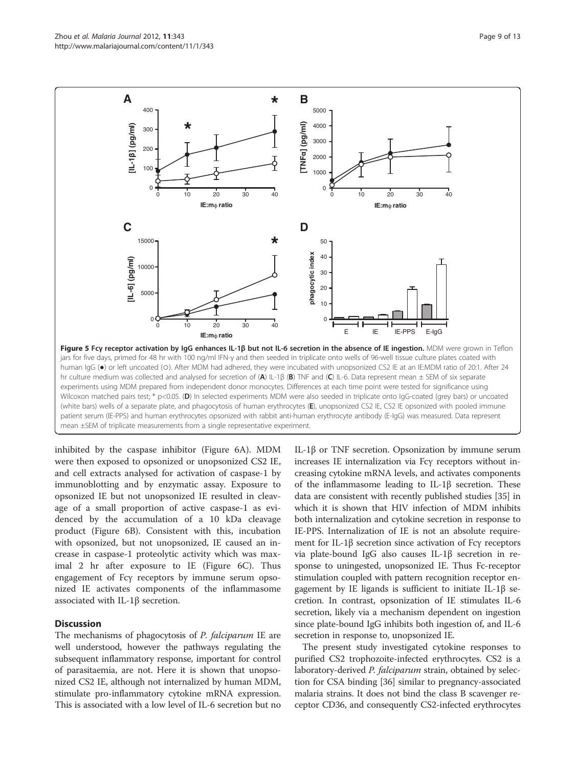**Figure 5 Fcγ receptor activation by IgG enhances IL-1β but not IL-6 secretion in the absence of IE ingestion.** MDM were grown in Teflon jars for five days, primed for 48 hr with 100 ng/ml IFN-γ and then seeded in triplicate onto wells of 96-well tissue culture plates coated with human IgG (●) or left uncoated (○). After MDM had adhered, they were incubated with unopsonized CS2 IE at an IE:MDM ratio of 20:1. After 24 hr culture medium was collected and analysed for secretion of (**A**) IL-1β (**B**) TNF and (**C**) IL-6. Data represent mean ± SEM of six separate experiments using MDM prepared from independent donor monocytes. Differences at each time point were tested for significance using Wilcoxon matched pairs test; * $p<0.05$. (**D**) In selected experiments MDM were also seeded in triplicate onto IgG-coated (grey bars) or uncoated (white bars) wells of a separate plate, and phagocytosis of human erythrocytes (**E**), unopsonized CS2 IE, CS2 IE opsonized with pooled immune patient serum (IE-PPS) and human erythrocytes opsonized with rabbit anti-human erythrocyte antibody (E-IgG) was measured. Data represent mean ±SEM of triplicate measurements from a single representative experiment.

inhibited by the caspase inhibitor (Figure 6A). MDM were then exposed to opsonized or unopsonized CS2 IE, and cell extracts analysed for activation of caspase-1 by immunoblotting and by enzymatic assay. Exposure to opsonized IE but not unopsonized IE resulted in cleavage of a small proportion of active caspase-1 as evidenced by the accumulation of a 10 kDa cleavage product (Figure 6B). Consistent with this, incubation with opsonized, but not unopsonized, IE caused an increase in caspase-1 proteolytic activity which was maximal 2 hr after exposure to IE (Figure 6C). Thus engagement of Fcγ receptors by immune serum opsonized IE activates components of the inflammasome associated with IL-1β secretion.

## Discussion

The mechanisms of phagocytosis of *P. falciparum* IE are well understood, however the pathways regulating the subsequent inflammatory response, important for control of parasitaemia, are not. Here it is shown that unopsonized CS2 IE, although not internalized by human MDM, stimulate pro-inflammatory cytokine mRNA expression. This is associated with a low level of IL-6 secretion but no IL-1β or TNF secretion. Opsonization by immune serum increases IE internalization via Fcγ receptors without increasing cytokine mRNA levels, and activates components of the inflammasome leading to IL-1β secretion. These data are consistent with recently published studies [35] in which it is shown that HIV infection of MDM inhibits both internalization and cytokine secretion in response to IE-PPS. Internalization of IE is not an absolute requirement for IL-1β secretion since activation of Fcγ receptors via plate-bound IgG also causes IL-1β secretion in response to uningested, unopsonized IE. Thus Fc-receptor stimulation coupled with pattern recognition receptor engagement by IE ligands is sufficient to initiate IL-1β secretion. In contrast, opsonization of IE stimulates IL-6 secretion, likely via a mechanism dependent on ingestion since plate-bound IgG inhibits both ingestion of, and IL-6 secretion in response to, unopsonized IE.

The present study investigated cytokine responses to purified CS2 trophozoite-infected erythrocytes. CS2 is a laboratory-derived *P. falciparum* strain, obtained by selection for CSA binding [36] similar to pregnancy-associated malaria strains. It does not bind the class B scavenger receptor CD36, and consequently CS2-infected erythrocytes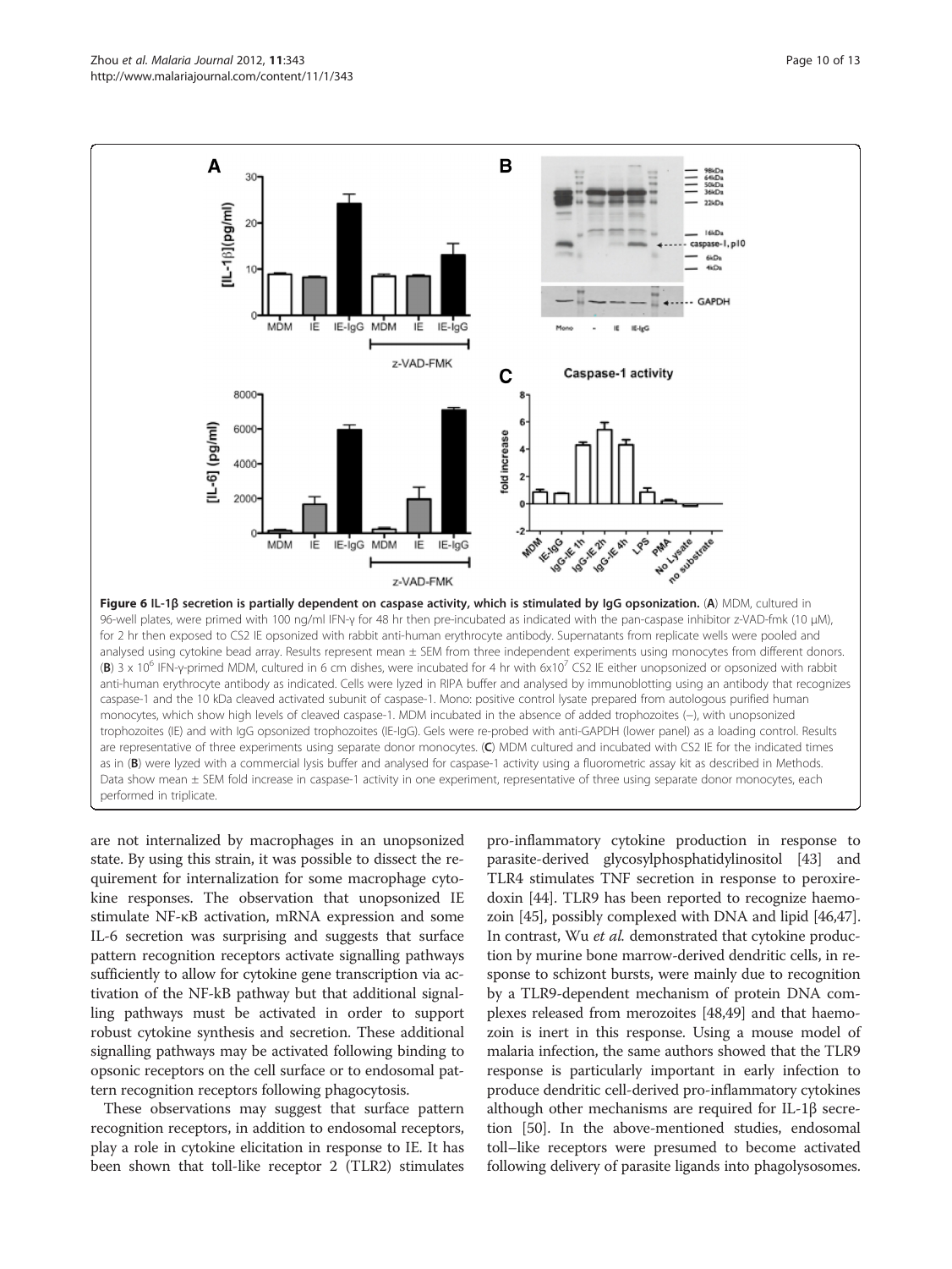**Figure 6 IL-1β secretion is partially dependent on caspase activity, which is stimulated by IgG opsonization.** (**A**) MDM, cultured in 96-well plates, were primed with 100 ng/ml IFN-γ for 48 hr then pre-incubated as indicated with the pan-caspase inhibitor z-VAD-fmk (10 μM), for 2 hr then exposed to CS2 IE opsonized with rabbit anti-human erythrocyte antibody. Supernatants from replicate wells were pooled and analysed using cytokine bead array. Results represent mean ± SEM from three independent experiments using monocytes from different donors. (**B**) 3 x $10^6$ IFN-γ-primed MDM, cultured in 6 cm dishes, were incubated for 4 hr with 6x$10^7$ CS2 IE either unopsonized or opsonized with rabbit anti-human erythrocyte antibody as indicated. Cells were lyzed in RIPA buffer and analysed by immunoblotting using an antibody that recognizes caspase-1 and the 10 kDa cleaved activated subunit of caspase-1. Mono: positive control lysate prepared from autologous purified human monocytes, which show high levels of cleaved caspase-1. MDM incubated in the absence of added trophozoites (–), with unopsonized trophozoites (IE) and with IgG opsonized trophozoites (IE-IgG). Gels were re-probed with anti-GAPDH (lower panel) as a loading control. Results are representative of three experiments using separate donor monocytes. (**C**) MDM cultured and incubated with CS2 IE for the indicated times as in (**B**) were lyzed with a commercial lysis buffer and analysed for caspase-1 activity using a fluorometric assay kit as described in Methods. Data show mean ± SEM fold increase in caspase-1 activity in one experiment, representative of three using separate donor monocytes, each performed in triplicate.

are not internalized by macrophages in an unopsonized state. By using this strain, it was possible to dissect the requirement for internalization for some macrophage cytokine responses. The observation that unopsonized IE stimulate NF-κB activation, mRNA expression and some IL-6 secretion was surprising and suggests that surface pattern recognition receptors activate signalling pathways sufficiently to allow for cytokine gene transcription via activation of the NF-kB pathway but that additional signalling pathways must be activated in order to support robust cytokine synthesis and secretion. These additional signalling pathways may be activated following binding to opsonic receptors on the cell surface or to endosomal pattern recognition receptors following phagocytosis.

These observations may suggest that surface pattern recognition receptors, in addition to endosomal receptors, play a role in cytokine elicitation in response to IE. It has been shown that toll-like receptor 2 (TLR2) stimulates pro-inflammatory cytokine production in response to parasite-derived glycosylphosphatidylinositol [43] and TLR4 stimulates TNF secretion in response to peroxiredoxin [44]. TLR9 has been reported to recognize haemozoin [45], possibly complexed with DNA and lipid [46,47]. In contrast, Wu *et al.* demonstrated that cytokine production by murine bone marrow-derived dendritic cells, in response to schizont bursts, were mainly due to recognition by a TLR9-dependent mechanism of protein DNA complexes released from merozoites [48,49] and that haemozoin is inert in this response. Using a mouse model of malaria infection, the same authors showed that the TLR9 response is particularly important in early infection to produce dendritic cell-derived pro-inflammatory cytokines although other mechanisms are required for IL-1β secretion [50]. In the above-mentioned studies, endosomal toll–like receptors were presumed to become activated following delivery of parasite ligands into phagolysosomes.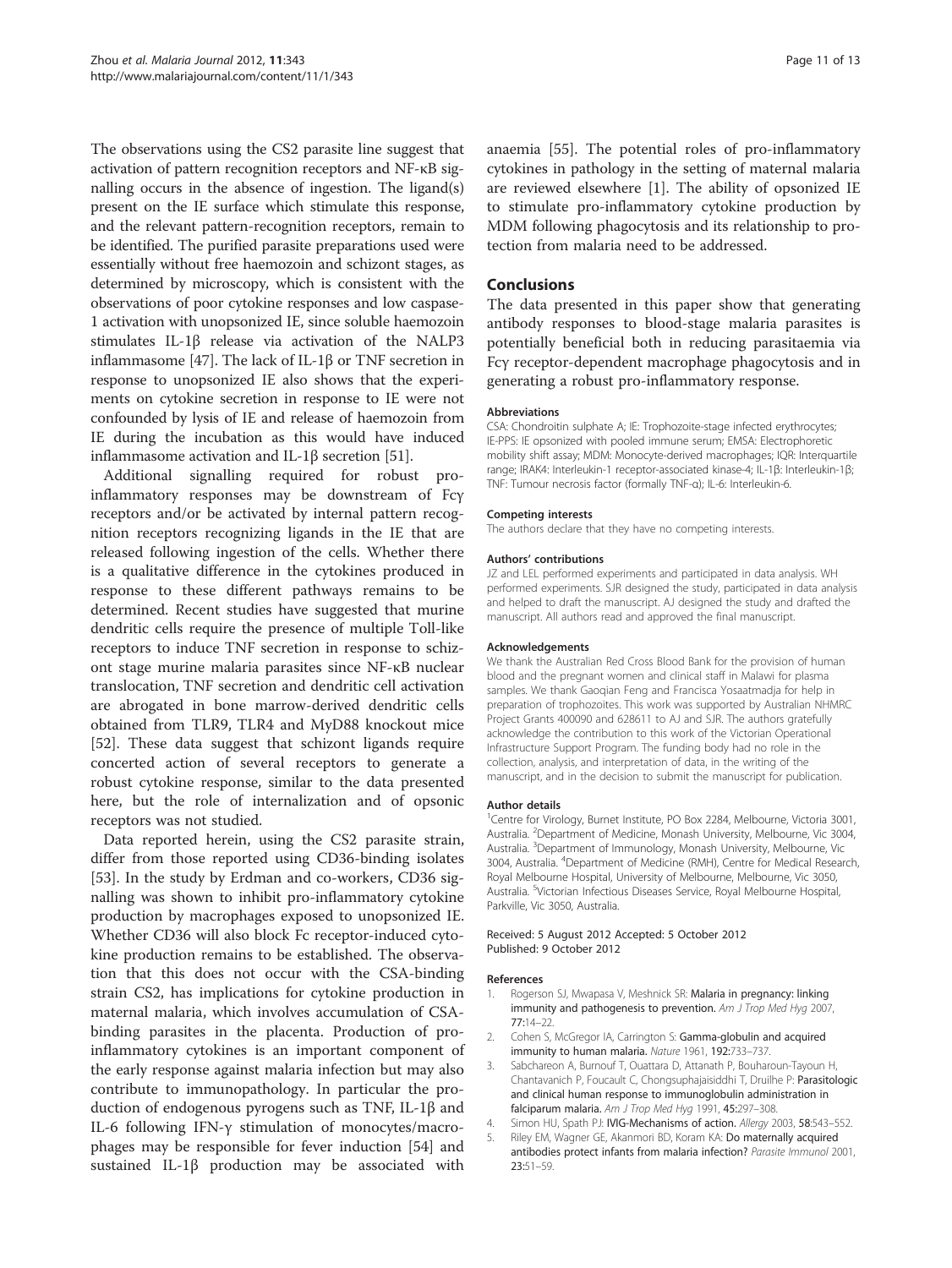The observations using the CS2 parasite line suggest that activation of pattern recognition receptors and NF-κB signalling occurs in the absence of ingestion. The ligand(s) present on the IE surface which stimulate this response, and the relevant pattern-recognition receptors, remain to be identified. The purified parasite preparations used were essentially without free haemozoin and schizont stages, as determined by microscopy, which is consistent with the observations of poor cytokine responses and low caspase-1 activation with unopsonized IE, since soluble haemozoin stimulates IL-1β release via activation of the NALP3 inflammasome [47]. The lack of IL-1β or TNF secretion in response to unopsonized IE also shows that the experiments on cytokine secretion in response to IE were not confounded by lysis of IE and release of haemozoin from IE during the incubation as this would have induced inflammasome activation and IL-1β secretion [51].

Additional signalling required for robust pro-inflammatory responses may be downstream of Fcγ receptors and/or be activated by internal pattern recognition receptors recognizing ligands in the IE that are released following ingestion of the cells. Whether there is a qualitative difference in the cytokines produced in response to these different pathways remains to be determined. Recent studies have suggested that murine dendritic cells require the presence of multiple Toll-like receptors to induce TNF secretion in response to schizont stage murine malaria parasites since NF-κB nuclear translocation, TNF secretion and dendritic cell activation are abrogated in bone marrow-derived dendritic cells obtained from TLR9, TLR4 and MyD88 knockout mice [52]. These data suggest that schizont ligands require concerted action of several receptors to generate a robust cytokine response, similar to the data presented here, but the role of internalization and of opsonic receptors was not studied.

Data reported herein, using the CS2 parasite strain, differ from those reported using CD36-binding isolates [53]. In the study by Erdman and co-workers, CD36 signalling was shown to inhibit pro-inflammatory cytokine production by macrophages exposed to unopsonized IE. Whether CD36 will also block Fc receptor-induced cytokine production remains to be established. The observation that this does not occur with the CSA-binding strain CS2, has implications for cytokine production in maternal malaria, which involves accumulation of CSA-binding parasites in the placenta. Production of pro-inflammatory cytokines is an important component of the early response against malaria infection but may also contribute to immunopathology. In particular the production of endogenous pyrogens such as TNF, IL-1β and IL-6 following IFN-γ stimulation of monocytes/macrophages may be responsible for fever induction [54] and sustained IL-1β production may be associated with anaemia [55]. The potential roles of pro-inflammatory cytokines in pathology in the setting of maternal malaria are reviewed elsewhere [1]. The ability of opsonized IE to stimulate pro-inflammatory cytokine production by MDM following phagocytosis and its relationship to protection from malaria need to be addressed.

## Conclusions

The data presented in this paper show that generating antibody responses to blood-stage malaria parasites is potentially beneficial both in reducing parasitaemia via Fcγ receptor-dependent macrophage phagocytosis and in generating a robust pro-inflammatory response.

#### Abbreviations

CSA: Chondroitin sulphate A; IE: Trophozoite-stage infected erythrocytes; IE-PPS: IE opsonized with pooled immune serum; EMSA: Electrophoretic mobility shift assay; MDM: Monocyte-derived macrophages; IQR: Interquartile range; IRAK4: Interleukin-1 receptor-associated kinase-4; IL-1β: Interleukin-1β; TNF: Tumour necrosis factor (formally TNF-α); IL-6: Interleukin-6.

#### Competing interests

The authors declare that they have no competing interests.

#### Authors' contributions

JZ and LEL performed experiments and participated in data analysis. WH performed experiments. SJR designed the study, participated in data analysis and helped to draft the manuscript. AJ designed the study and drafted the manuscript. All authors read and approved the final manuscript.

#### Acknowledgements

We thank the Australian Red Cross Blood Bank for the provision of human blood and the pregnant women and clinical staff in Malawi for plasma samples. We thank Gaoqian Feng and Francisca Yosaatmadja for help in preparation of trophozoites. This work was supported by Australian NHMRC Project Grants 400090 and 628611 to AJ and SJR. The authors gratefully acknowledge the contribution to this work of the Victorian Operational Infrastructure Support Program. The funding body had no role in the collection, analysis, and interpretation of data, in the writing of the manuscript, and in the decision to submit the manuscript for publication.

#### Author details

[1]Centre for Virology, Burnet Institute, PO Box 2284, Melbourne, Victoria 3001, Australia. [2]Department of Medicine, Monash University, Melbourne, Vic 3004, Australia. [3]Department of Immunology, Monash University, Melbourne, Vic 3004, Australia. [4]Department of Medicine (RMH), Centre for Medical Research, Royal Melbourne Hospital, University of Melbourne, Melbourne, Vic 3050, Australia. [5]Victorian Infectious Diseases Service, Royal Melbourne Hospital, Parkville, Vic 3050, Australia.

Received: 5 August 2012 Accepted: 5 October 2012
Published: 9 October 2012

#### References

1. Rogerson SJ, Mwapasa V, Meshnick SR: **Malaria in pregnancy: linking immunity and pathogenesis to prevention.** *Am J Trop Med Hyg* 2007, **77**:14–22.
2. Cohen S, McGregor IA, Carrington S: **Gamma-globulin and acquired immunity to human malaria.** *Nature* 1961, **192**:733–737.
3. Sabchareon A, Burnouf T, Ouattara D, Attanath P, Bouharoun-Tayoun H, Chantavanich P, Foucault C, Chongsuphajaisiddhi T, Druilhe P: **Parasitologic and clinical human response to immunoglobulin administration in falciparum malaria.** *Am J Trop Med Hyg* 1991, **45**:297–308.
4. Simon HU, Spath PJ: **IVIG-Mechanisms of action.** *Allergy* 2003, **58**:543–552.
5. Riley EM, Wagner GE, Akanmori BD, Koram KA: **Do maternally acquired antibodies protect infants from malaria infection?** *Parasite Immunol* 2001, **23**:51–59.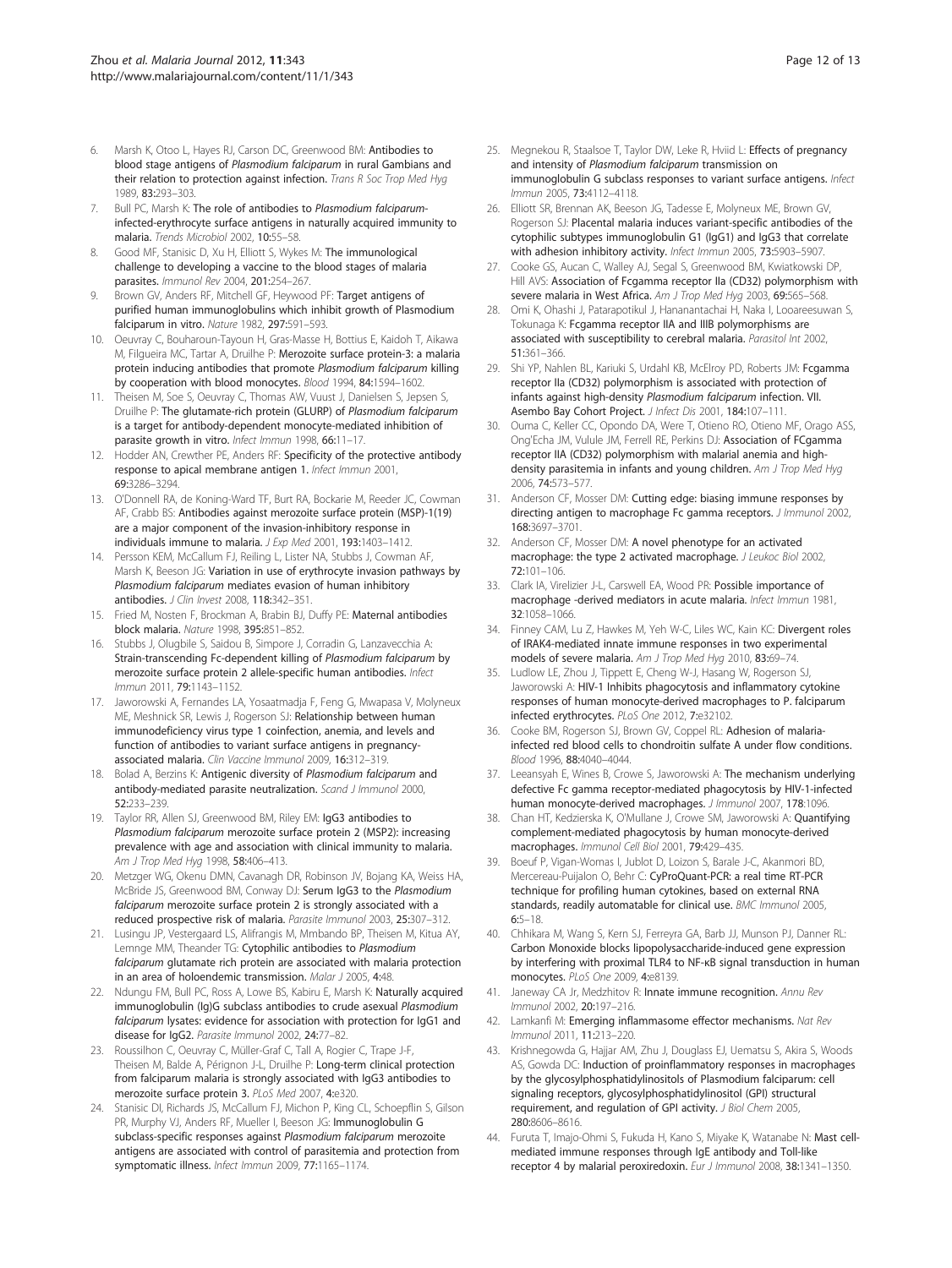6. Marsh K, Otoo L, Hayes RJ, Carson DC, Greenwood BM: **Antibodies to blood stage antigens of *Plasmodium falciparum* in rural Gambians and their relation to protection against infection.** *Trans R Soc Trop Med Hyg* 1989, **83:**293–303.
7. Bull PC, Marsh K: **The role of antibodies to *Plasmodium falciparum*-infected-erythrocyte surface antigens in naturally acquired immunity to malaria.** *Trends Microbiol* 2002, **10:**55–58.
8. Good MF, Stanisic D, Xu H, Elliott S, Wykes M: **The immunological challenge to developing a vaccine to the blood stages of malaria parasites.** *Immunol Rev* 2004, **201:**254–267.
9. Brown GV, Anders RF, Mitchell GF, Heywood PF: **Target antigens of purified human immunoglobulins which inhibit growth of Plasmodium falciparum in vitro.** *Nature* 1982, **297:**591–593.
10. Oeuvray C, Bouharoun-Tayoun H, Gras-Masse H, Bottius E, Kaidoh T, Aikawa M, Filgueira MC, Tartar A, Druilhe P: **Merozoite surface protein-3: a malaria protein inducing antibodies that promote *Plasmodium falciparum* killing by cooperation with blood monocytes.** *Blood* 1994, **84:**1594–1602.
11. Theisen M, Soe S, Oeuvray C, Thomas AW, Vuust J, Danielsen S, Jepsen S, Druilhe P: **The glutamate-rich protein (GLURP) of *Plasmodium falciparum* is a target for antibody-dependent monocyte-mediated inhibition of parasite growth in vitro.** *Infect Immun* 1998, **66:**11–17.
12. Hodder AN, Crewther PE, Anders RF: **Specificity of the protective antibody response to apical membrane antigen 1.** *Infect Immun* 2001, **69:**3286–3294.
13. O'Donnell RA, de Koning-Ward TF, Burt RA, Bockarie M, Reeder JC, Cowman AF, Crabb BS: **Antibodies against merozoite surface protein (MSP)-1(19) are a major component of the invasion-inhibitory response in individuals immune to malaria.** *J Exp Med* 2001, **193:**1403–1412.
14. Persson KEM, McCallum FJ, Reiling L, Lister NA, Stubbs J, Cowman AF, Marsh K, Beeson JG: **Variation in use of erythrocyte invasion pathways by *Plasmodium falciparum* mediates evasion of human inhibitory antibodies.** *J Clin Invest* 2008, **118:**342–351.
15. Fried M, Nosten F, Brockman A, Brabin BJ, Duffy PE: **Maternal antibodies block malaria.** *Nature* 1998, **395:**851–852.
16. Stubbs J, Olugbile S, Saidou B, Simpore J, Corradin G, Lanzavecchia A: **Strain-transcending Fc-dependent killing of *Plasmodium falciparum* by merozoite surface protein 2 allele-specific human antibodies.** *Infect Immun* 2011, **79:**1143–1152.
17. Jaworowski A, Fernandes LA, Yosaatmadja F, Feng G, Mwapasa V, Molyneux ME, Meshnick SR, Lewis J, Rogerson SJ: **Relationship between human immunodeficiency virus type 1 coinfection, anemia, and levels and function of antibodies to variant surface antigens in pregnancy-associated malaria.** *Clin Vaccine Immunol* 2009, **16:**312–319.
18. Bolad A, Berzins K: **Antigenic diversity of *Plasmodium falciparum* and antibody-mediated parasite neutralization.** *Scand J Immunol* 2000, **52:**233–239.
19. Taylor RR, Allen SJ, Greenwood BM, Riley EM: **IgG3 antibodies to *Plasmodium falciparum* merozoite surface protein 2 (MSP2): increasing prevalence with age and association with clinical immunity to malaria.** *Am J Trop Med Hyg* 1998, **58:**406–413.
20. Metzger WG, Okenu DMN, Cavanagh DR, Robinson JV, Bojang KA, Weiss HA, McBride JS, Greenwood BM, Conway DJ: **Serum IgG3 to the *Plasmodium falciparum* merozoite surface protein 2 is strongly associated with a reduced prospective risk of malaria.** *Parasite Immunol* 2003, **25:**307–312.
21. Lusingu JP, Vestergaard LS, Alifrangis M, Mmbando BP, Theisen M, Kitua AY, Lemnge MM, Theander TG: **Cytophilic antibodies to *Plasmodium falciparum* glutamate rich protein are associated with malaria protection in an area of holoendemic transmission.** *Malar J* 2005, **4:**48.
22. Ndungu FM, Bull PC, Ross A, Lowe BS, Kabiru E, Marsh K: **Naturally acquired immunoglobulin (Ig)G subclass antibodies to crude asexual *Plasmodium falciparum* lysates: evidence for association with protection for IgG1 and disease for IgG2.** *Parasite Immunol* 2002, **24:**77–82.
23. Roussilhon C, Oeuvray C, Müller-Graf C, Tall A, Rogier C, Trape J-F, Theisen M, Balde A, Pérignon J-L, Druilhe P: **Long-term clinical protection from falciparum malaria is strongly associated with IgG3 antibodies to merozoite surface protein 3.** *PLoS Med* 2007, **4:**e320.
24. Stanisic DI, Richards JS, McCallum FJ, Michon P, King CL, Schoepflin S, Gilson PR, Murphy VJ, Anders RF, Mueller I, Beeson JG: **Immunoglobulin G subclass-specific responses against *Plasmodium falciparum* merozoite antigens are associated with control of parasitemia and protection from symptomatic illness.** *Infect Immun* 2009, **77:**1165–1174.
25. Megnekou R, Staalsoe T, Taylor DW, Leke R, Hviid L: **Effects of pregnancy and intensity of *Plasmodium falciparum* transmission on immunoglobulin G subclass responses to variant surface antigens.** *Infect Immun* 2005, **73:**4112–4118.
26. Elliott SR, Brennan AK, Beeson JG, Tadesse E, Molyneux ME, Brown GV, Rogerson SJ: **Placental malaria induces variant-specific antibodies of the cytophilic subtypes immunoglobulin G1 (IgG1) and IgG3 that correlate with adhesion inhibitory activity.** *Infect Immun* 2005, **73:**5903–5907.
27. Cooke GS, Aucan C, Walley AJ, Segal S, Greenwood BM, Kwiatkowski DP, Hill AVS: **Association of Fcgamma receptor IIa (CD32) polymorphism with severe malaria in West Africa.** *Am J Trop Med Hyg* 2003, **69:**565–568.
28. Omi K, Ohashi J, Patarapotikul J, Hananantachai H, Naka I, Looareesuwan S, Tokunaga K: **Fcgamma receptor IIA and IIIB polymorphisms are associated with susceptibility to cerebral malaria.** *Parasitol Int* 2002, **51:**361–366.
29. Shi YP, Nahlen BL, Kariuki S, Urdahl KB, McElroy PD, Roberts JM: **Fcgamma receptor IIa (CD32) polymorphism is associated with protection of infants against high-density *Plasmodium falciparum* infection. VII. Asembo Bay Cohort Project.** *J Infect Dis* 2001, **184:**107–111.
30. Ouma C, Keller CC, Opondo DA, Were T, Otieno RO, Otieno MF, Orago ASS, Ong'Echa JM, Vulule JM, Ferrell RE, Perkins DJ: **Association of FCgamma receptor IIA (CD32) polymorphism with malarial anemia and high-density parasitemia in infants and young children.** *Am J Trop Med Hyg* 2006, **74:**573–577.
31. Anderson CF, Mosser DM: **Cutting edge: biasing immune responses by directing antigen to macrophage Fc gamma receptors.** *J Immunol* 2002, **168:**3697–3701.
32. Anderson CF, Mosser DM: **A novel phenotype for an activated macrophage: the type 2 activated macrophage.** *J Leukoc Biol* 2002, **72:**101–106.
33. Clark IA, Virelizier J-L, Carswell EA, Wood PR: **Possible importance of macrophage -derived mediators in acute malaria.** *Infect Immun* 1981, **32:**1058–1066.
34. Finney CAM, Lu Z, Hawkes M, Yeh W-C, Liles WC, Kain KC: **Divergent roles of IRAK4-mediated innate immune responses in two experimental models of severe malaria.** *Am J Trop Med Hyg* 2010, **83:**69–74.
35. Ludlow LE, Zhou J, Tippett E, Cheng W-J, Hasang W, Rogerson SJ, Jaworowski A: **HIV-1 Inhibits phagocytosis and inflammatory cytokine responses of human monocyte-derived macrophages to P. falciparum infected erythrocytes.** *PLoS One* 2012, **7:**e32102.
36. Cooke BM, Rogerson SJ, Brown GV, Coppel RL: **Adhesion of malaria-infected red blood cells to chondroitin sulfate A under flow conditions.** *Blood* 1996, **88:**4040–4044.
37. Leeansyah E, Wines B, Crowe S, Jaworowski A: **The mechanism underlying defective Fc gamma receptor-mediated phagocytosis by HIV-1-infected human monocyte-derived macrophages.** *J Immunol* 2007, **178:**1096.
38. Chan HT, Kedzierska K, O'Mullane J, Crowe SM, Jaworowski A: **Quantifying complement-mediated phagocytosis by human monocyte-derived macrophages.** *Immunol Cell Biol* 2001, **79:**429–435.
39. Boeuf P, Vigan-Womas I, Jublot D, Loizon S, Barale J-C, Akanmori BD, Mercereau-Puijalon O, Behr C: **CyProQuant-PCR: a real time RT-PCR technique for profiling human cytokines, based on external RNA standards, readily automatable for clinical use.** *BMC Immunol* 2005, **6:**5–18.
40. Chhikara M, Wang S, Kern SJ, Ferreyra GA, Barb JJ, Munson PJ, Danner RL: **Carbon Monoxide blocks lipopolysaccharide-induced gene expression by interfering with proximal TLR4 to NF-κB signal transduction in human monocytes.** *PLoS One* 2009, **4:**e8139.
41. Janeway CA Jr, Medzhitov R: **Innate immune recognition.** *Annu Rev Immunol* 2002, **20:**197–216.
42. Lamkanfi M: **Emerging inflammasome effector mechanisms.** *Nat Rev Immunol* 2011, **11:**213–220.
43. Krishnegowda G, Hajjar AM, Zhu J, Douglass EJ, Uematsu S, Akira S, Woods AS, Gowda DC: **Induction of proinflammatory responses in macrophages by the glycosylphosphatidylinositols of Plasmodium falciparum: cell signaling receptors, glycosylphosphatidylinositol (GPI) structural requirement, and regulation of GPI activity.** *J Biol Chem* 2005, **280:**8606–8616.
44. Furuta T, Imajo-Ohmi S, Fukuda H, Kano S, Miyake K, Watanabe N: **Mast cell-mediated immune responses through IgE antibody and Toll-like receptor 4 by malarial peroxiredoxin.** *Eur J Immunol* 2008, **38:**1341–1350.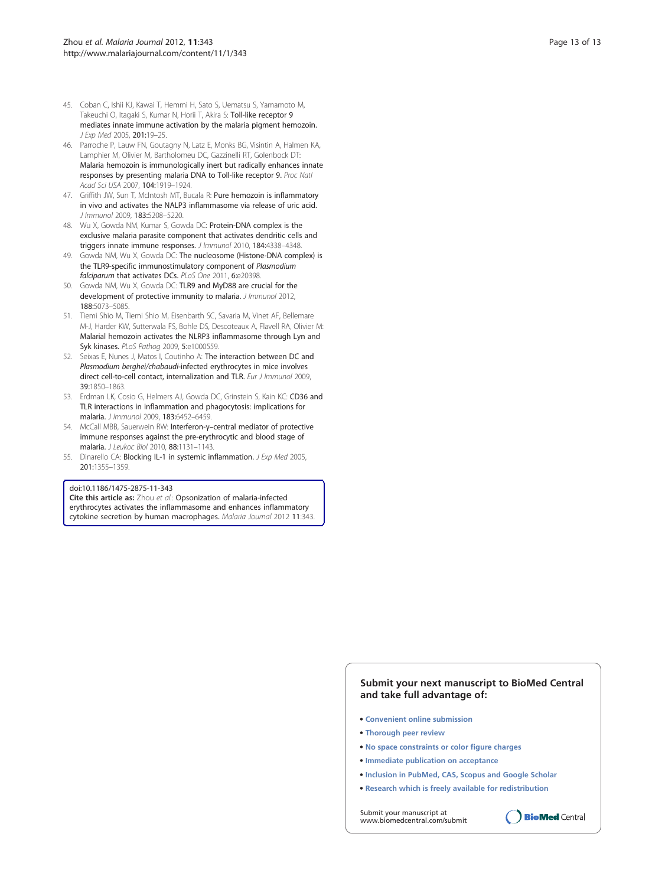45. Coban C, Ishii KJ, Kawai T, Hemmi H, Sato S, Uematsu S, Yamamoto M, Takeuchi O, Itagaki S, Kumar N, Horii T, Akira S: **Toll-like receptor 9 mediates innate immune activation by the malaria pigment hemozoin.** *J Exp Med* 2005, **201:**19–25.
46. Parroche P, Lauw FN, Goutagny N, Latz E, Monks BG, Visintin A, Halmen KA, Lamphier M, Olivier M, Bartholomeu DC, Gazzinelli RT, Golenbock DT: **Malaria hemozoin is immunologically inert but radically enhances innate responses by presenting malaria DNA to Toll-like receptor 9.** *Proc Natl Acad Sci USA* 2007, **104:**1919–1924.
47. Griffith JW, Sun T, McIntosh MT, Bucala R: **Pure hemozoin is inflammatory in vivo and activates the NALP3 inflammasome via release of uric acid.** *J Immunol* 2009, **183:**5208–5220.
48. Wu X, Gowda NM, Kumar S, Gowda DC: **Protein-DNA complex is the exclusive malaria parasite component that activates dendritic cells and triggers innate immune responses.** *J Immunol* 2010, **184:**4338–4348.
49. Gowda NM, Wu X, Gowda DC: **The nucleosome (Histone-DNA complex) is the TLR9-specific immunostimulatory component of *Plasmodium falciparum* that activates DCs.** *PLoS One* 2011, **6:**e20398.
50. Gowda NM, Wu X, Gowda DC: **TLR9 and MyD88 are crucial for the development of protective immunity to malaria.** *J Immunol* 2012, **188:**5073–5085.
51. Tiemi Shio M, Tiemi Shio M, Eisenbarth SC, Savaria M, Vinet AF, Bellemare M-J, Harder KW, Sutterwala FS, Bohle DS, Descoteaux A, Flavell RA, Olivier M: **Malarial hemozoin activates the NLRP3 inflammasome through Lyn and Syk kinases.** *PLoS Pathog* 2009, **5:**e1000559.
52. Seixas E, Nunes J, Matos I, Coutinho A: **The interaction between DC and *Plasmodium berghei/chabaudi*-infected erythrocytes in mice involves direct cell-to-cell contact, internalization and TLR.** *Eur J Immunol* 2009, **39:**1850–1863.
53. Erdman LK, Cosio G, Helmers AJ, Gowda DC, Grinstein S, Kain KC: **CD36 and TLR interactions in inflammation and phagocytosis: implications for malaria.** *J Immunol* 2009, **183:**6452–6459.
54. McCall MBB, Sauerwein RW: **Interferon-γ–central mediator of protective immune responses against the pre-erythrocytic and blood stage of malaria.** *J Leukoc Biol* 2010, **88:**1131–1143.
55. Dinarello CA: **Blocking IL-1 in systemic inflammation.** *J Exp Med* 2005, **201:**1355–1359.

doi:10.1186/1475-2875-11-343
**Cite this article as:** Zhou *et al.*: Opsonization of malaria-infected erythrocytes activates the inflammasome and enhances inflammatory cytokine secretion by human macrophages. *Malaria Journal* 2012 **11**:343.